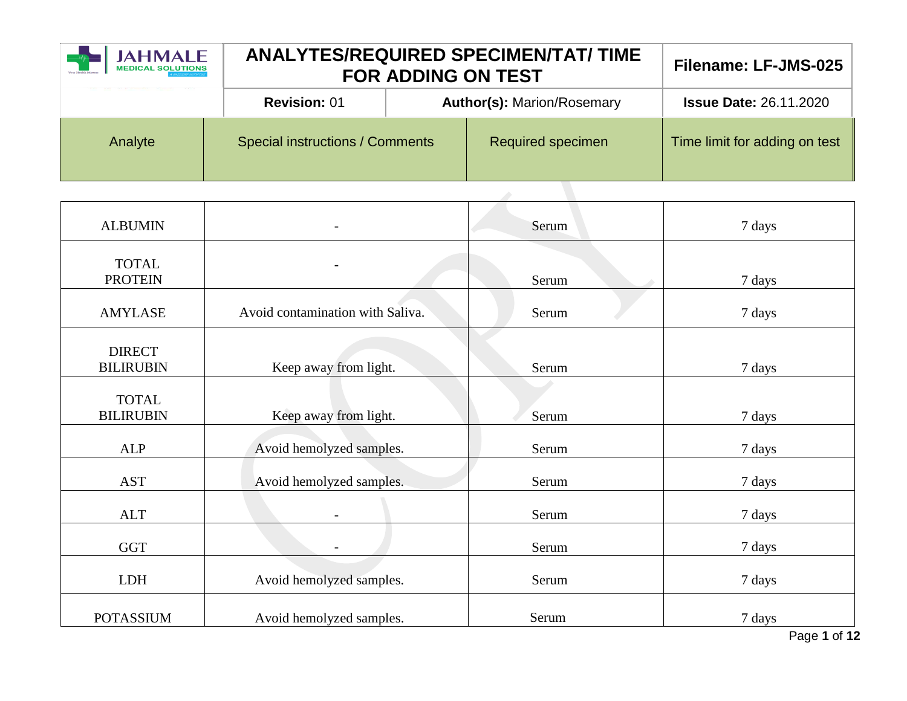| JAHMALE MEDICAL SOLUTIONS | ANALYTES/REQUIRED SPECIMEN/TAT/ TIME FOR ADDING ON TEST | | Filename: LF-JMS-025 |
|---|---|---|---|
| | **Revision:** 01 | **Author(s):** Marion/Rosemary | **Issue Date:** 26.11.2020 |

| Analyte | Special instructions / Comments | Required specimen | Time limit for adding on test |
|---|---|---|---|
| ALBUMIN | - | Serum | 7 days |
| TOTAL PROTEIN | - | Serum | 7 days |
| AMYLASE | Avoid contamination with Saliva. | Serum | 7 days |
| DIRECT BILIRUBIN | Keep away from light. | Serum | 7 days |
| TOTAL BILIRUBIN | Keep away from light. | Serum | 7 days |
| ALP | Avoid hemolyzed samples. | Serum | 7 days |
| AST | Avoid hemolyzed samples. | Serum | 7 days |
| ALT | - | Serum | 7 days |
| GGT | - | Serum | 7 days |
| LDH | Avoid hemolyzed samples. | Serum | 7 days |
| POTASSIUM | Avoid hemolyzed samples. | Serum | 7 days |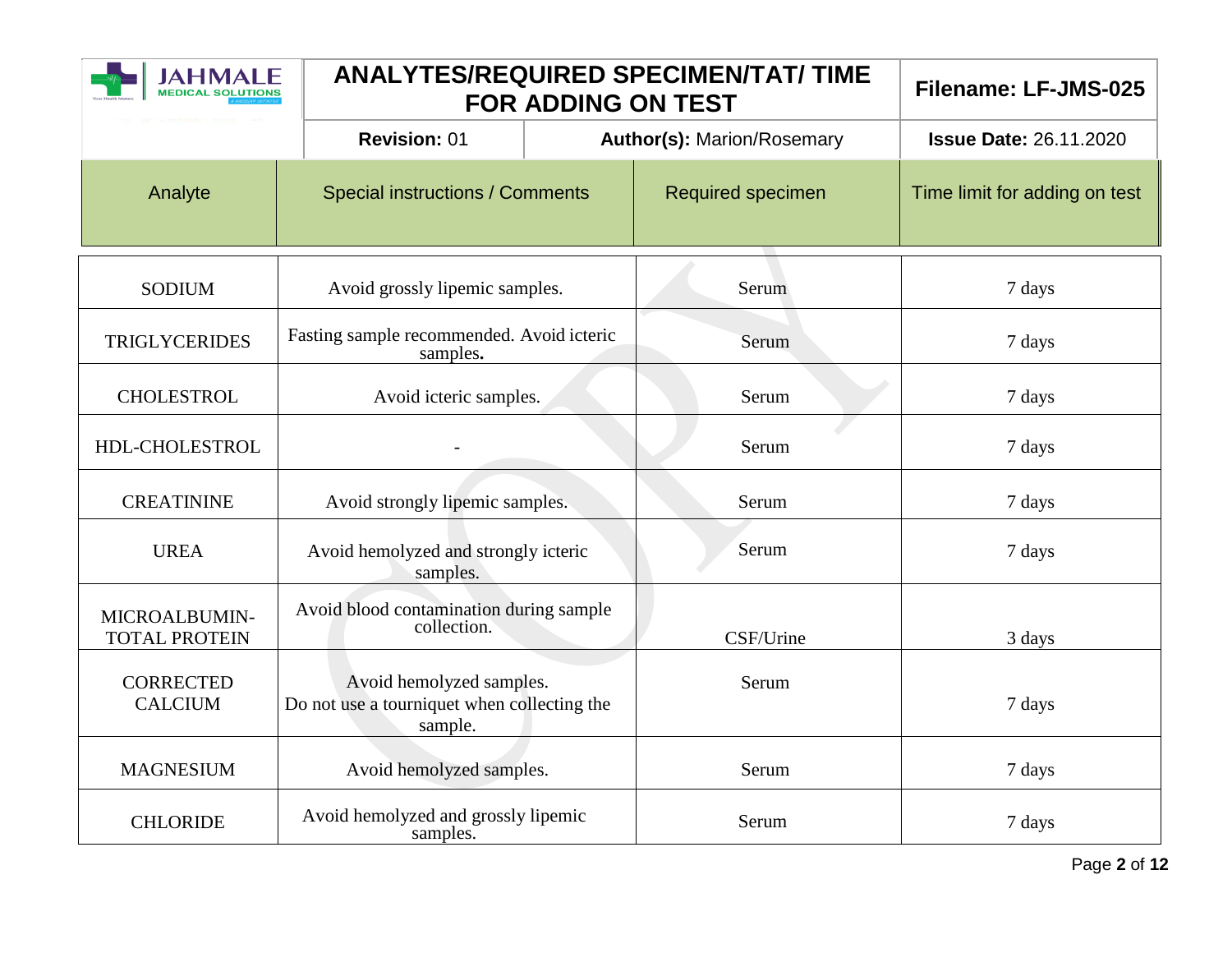| Analyte | Special instructions / Comments | Required specimen | Time limit for adding on test |
|---|---|---|---|
| SODIUM | Avoid grossly lipemic samples. | Serum | 7 days |
| TRIGLYCERIDES | Fasting sample recommended. Avoid icteric samples. | Serum | 7 days |
| CHOLESTROL | Avoid icteric samples. | Serum | 7 days |
| HDL-CHOLESTROL | - | Serum | 7 days |
| CREATININE | Avoid strongly lipemic samples. | Serum | 7 days |
| UREA | Avoid hemolyzed and strongly icteric samples. | Serum | 7 days |
| MICROALBUMIN-TOTAL PROTEIN | Avoid blood contamination during sample collection. | CSF/Urine | 3 days |
| CORRECTED CALCIUM | Avoid hemolyzed samples. Do not use a tourniquet when collecting the sample. | Serum | 7 days |
| MAGNESIUM | Avoid hemolyzed samples. | Serum | 7 days |
| CHLORIDE | Avoid hemolyzed and grossly lipemic samples. | Serum | 7 days |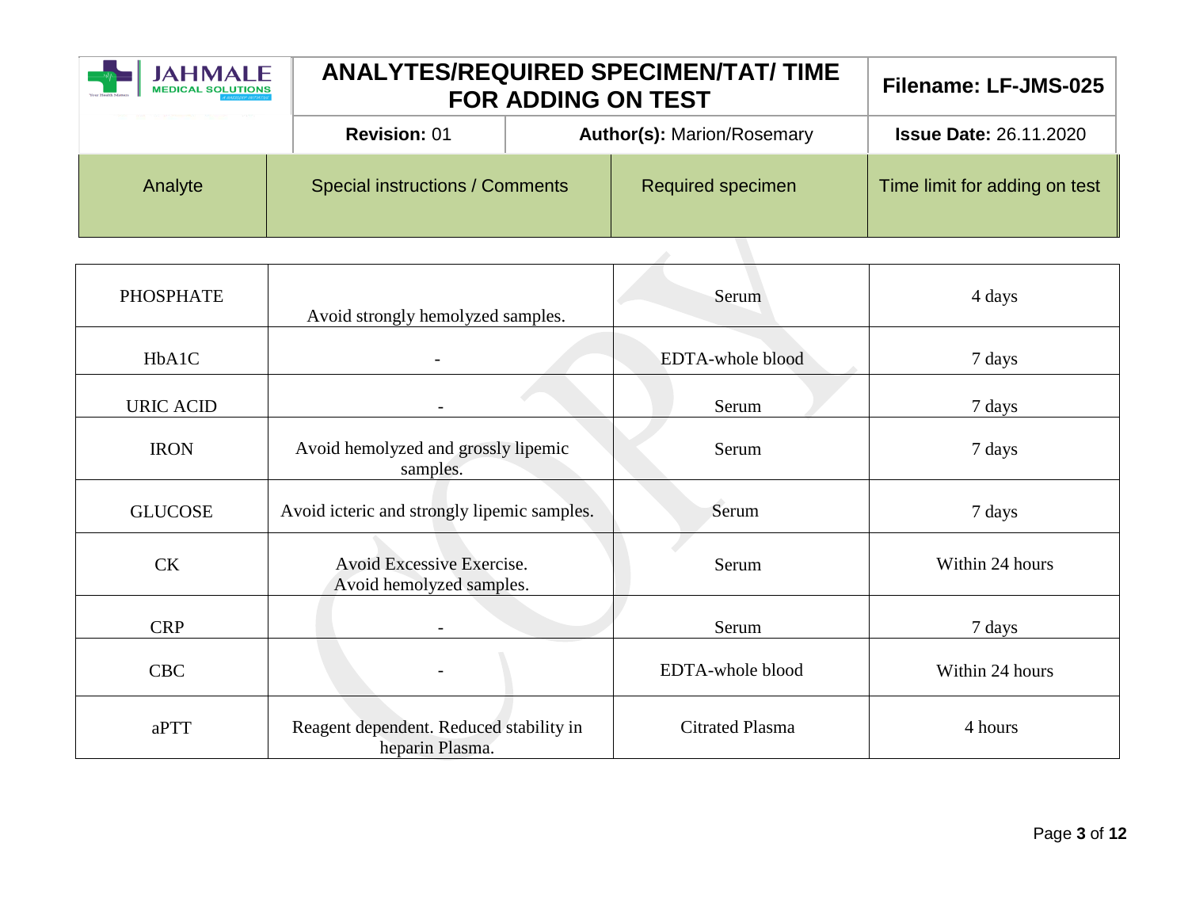| Analyte | Special instructions / Comments | Required specimen | Time limit for adding on test |
|---|---|---|---|
| PHOSPHATE | Avoid strongly hemolyzed samples. | Serum | 4 days |
| HbA1C | - | EDTA-whole blood | 7 days |
| URIC ACID | - | Serum | 7 days |
| IRON | Avoid hemolyzed and grossly lipemic samples. | Serum | 7 days |
| GLUCOSE | Avoid icteric and strongly lipemic samples. | Serum | 7 days |
| CK | Avoid Excessive Exercise. Avoid hemolyzed samples. | Serum | Within 24 hours |
| CRP | - | Serum | 7 days |
| CBC | - | EDTA-whole blood | Within 24 hours |
| aPTT | Reagent dependent. Reduced stability in heparin Plasma. | Citrated Plasma | 4 hours |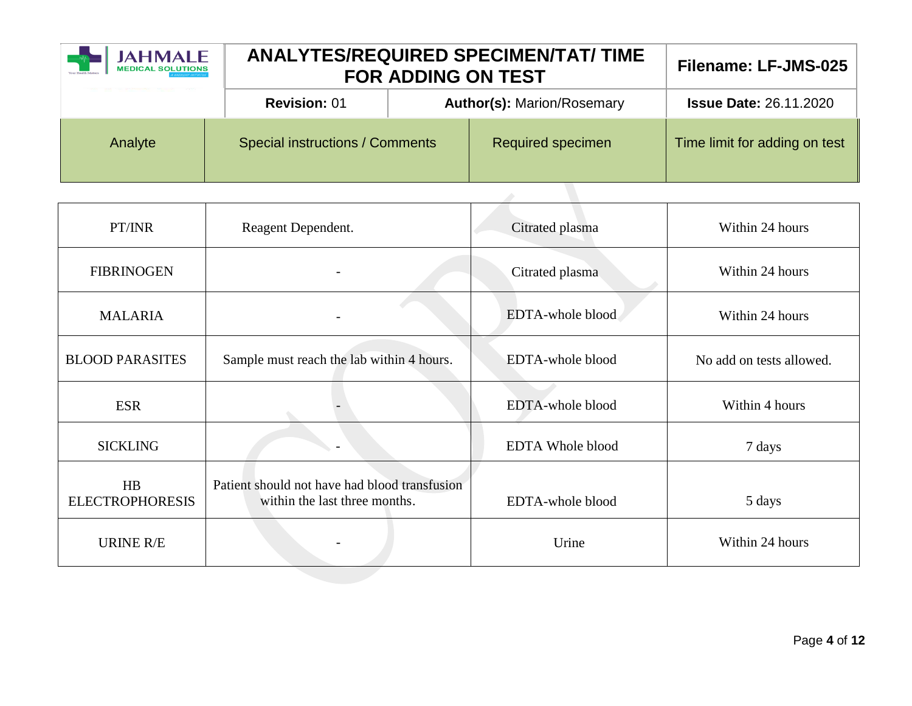| Analyte | Special instructions / Comments | Required specimen | Time limit for adding on test |
|---|---|---|---|
| PT/INR | Reagent Dependent. | Citrated plasma | Within 24 hours |
| FIBRINOGEN | - | Citrated plasma | Within 24 hours |
| MALARIA | - | EDTA-whole blood | Within 24 hours |
| BLOOD PARASITES | Sample must reach the lab within 4 hours. | EDTA-whole blood | No add on tests allowed. |
| ESR | - | EDTA-whole blood | Within 4 hours |
| SICKLING | - | EDTA Whole blood | 7 days |
| HB ELECTROPHORESIS | Patient should not have had blood transfusion within the last three months. | EDTA-whole blood | 5 days |
| URINE R/E | - | Urine | Within 24 hours |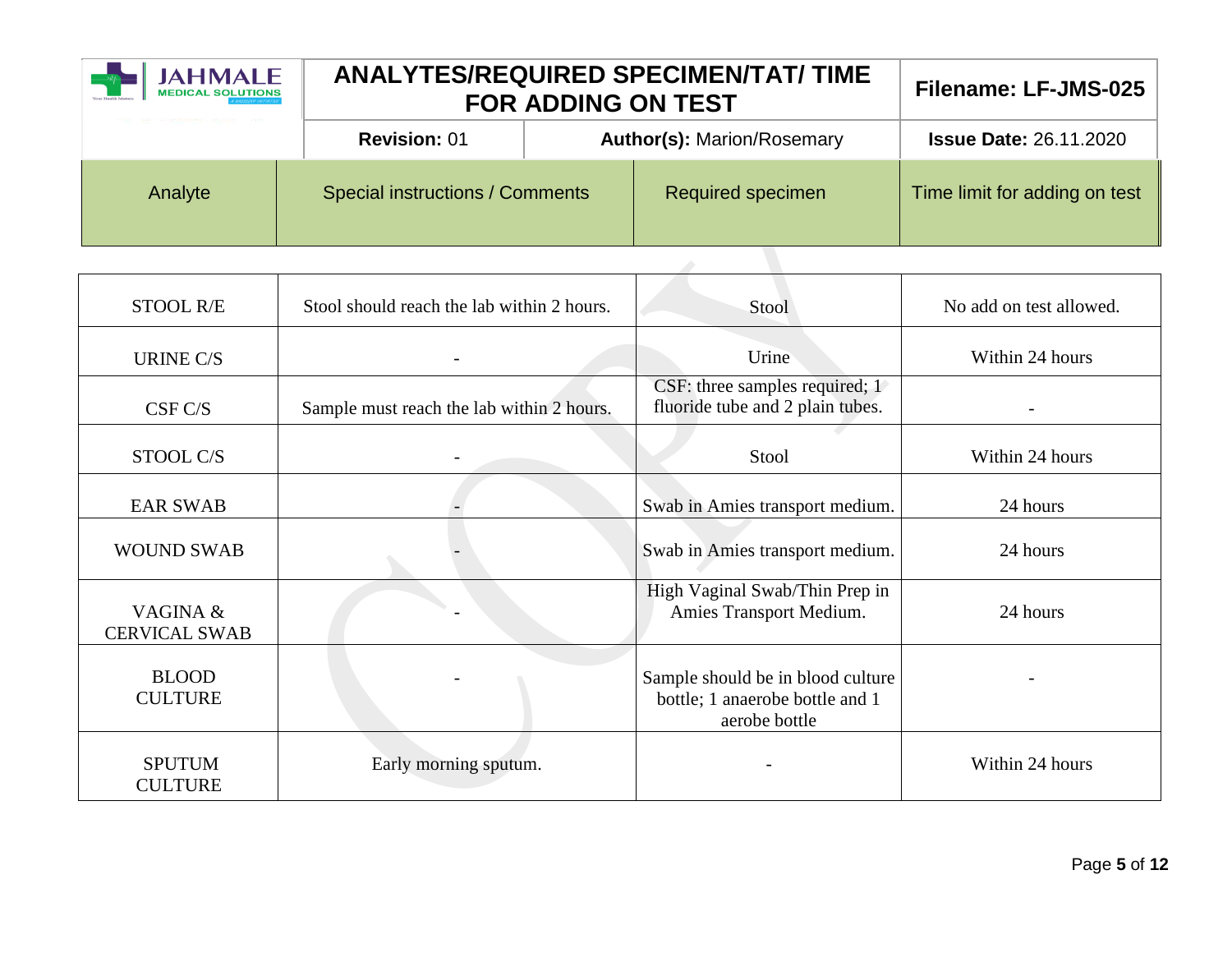| Analyte | Special instructions / Comments | Required specimen | Time limit for adding on test |
|---|---|---|---|
| STOOL R/E | Stool should reach the lab within 2 hours. | Stool | No add on test allowed. |
| URINE C/S | - | Urine | Within 24 hours |
| CSF C/S | Sample must reach the lab within 2 hours. | CSF: three samples required; 1 fluoride tube and 2 plain tubes. | - |
| STOOL C/S | - | Stool | Within 24 hours |
| EAR SWAB | - | Swab in Amies transport medium. | 24 hours |
| WOUND SWAB | - | Swab in Amies transport medium. | 24 hours |
| VAGINA & CERVICAL SWAB | - | High Vaginal Swab/Thin Prep in Amies Transport Medium. | 24 hours |
| BLOOD CULTURE | - | Sample should be in blood culture bottle; 1 anaerobe bottle and 1 aerobe bottle | - |
| SPUTUM CULTURE | Early morning sputum. | - | Within 24 hours |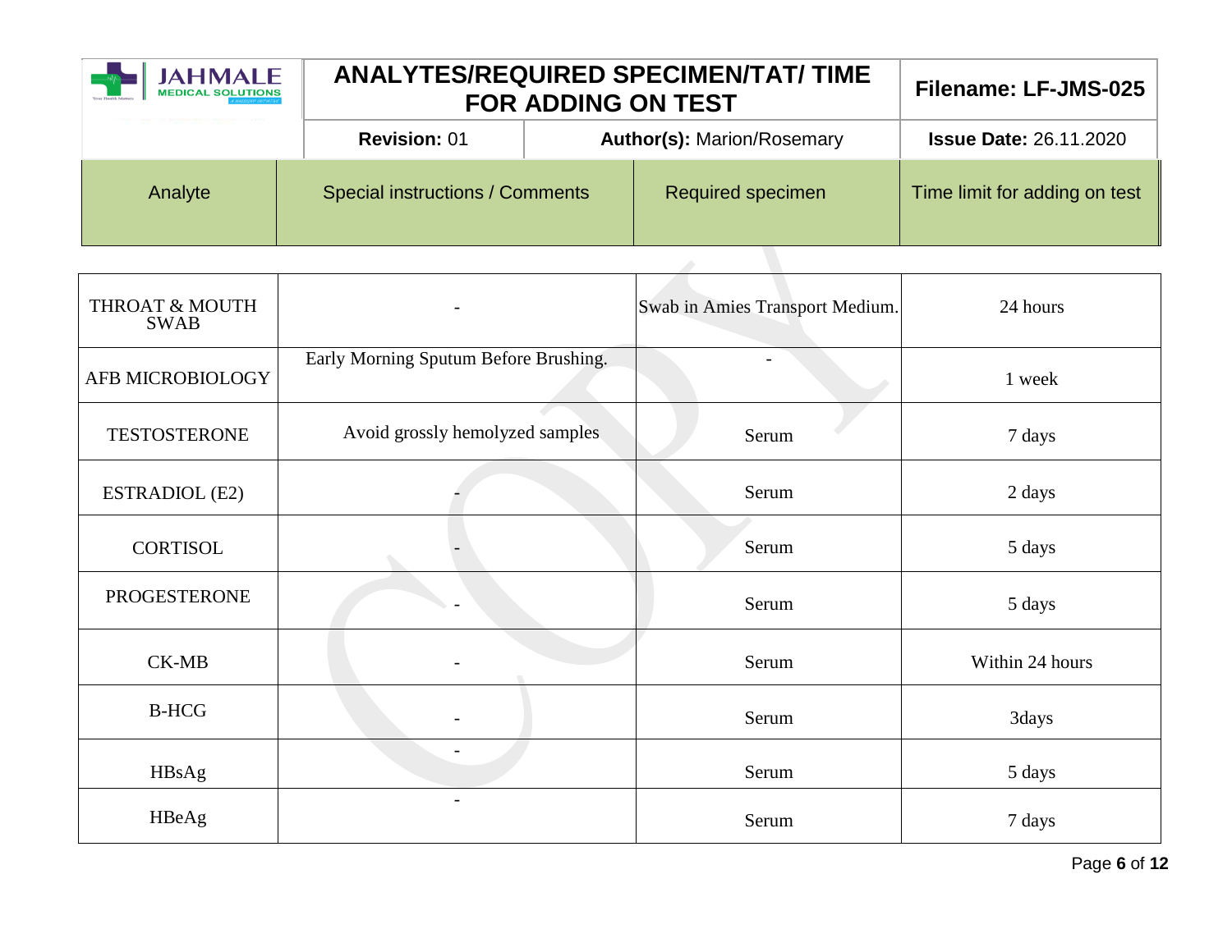| Analyte | Special instructions / Comments | Required specimen | Time limit for adding on test |
|---|---|---|---|
| THROAT & MOUTH SWAB | - | Swab in Amies Transport Medium. | 24 hours |
| AFB MICROBIOLOGY | Early Morning Sputum Before Brushing. | - | 1 week |
| TESTOSTERONE | Avoid grossly hemolyzed samples | Serum | 7 days |
| ESTRADIOL (E2) | - | Serum | 2 days |
| CORTISOL | - | Serum | 5 days |
| PROGESTERONE | - | Serum | 5 days |
| CK-MB | - | Serum | Within 24 hours |
| B-HCG | - | Serum | 3days |
| HBsAg | - | Serum | 5 days |
| HBeAg | - | Serum | 7 days |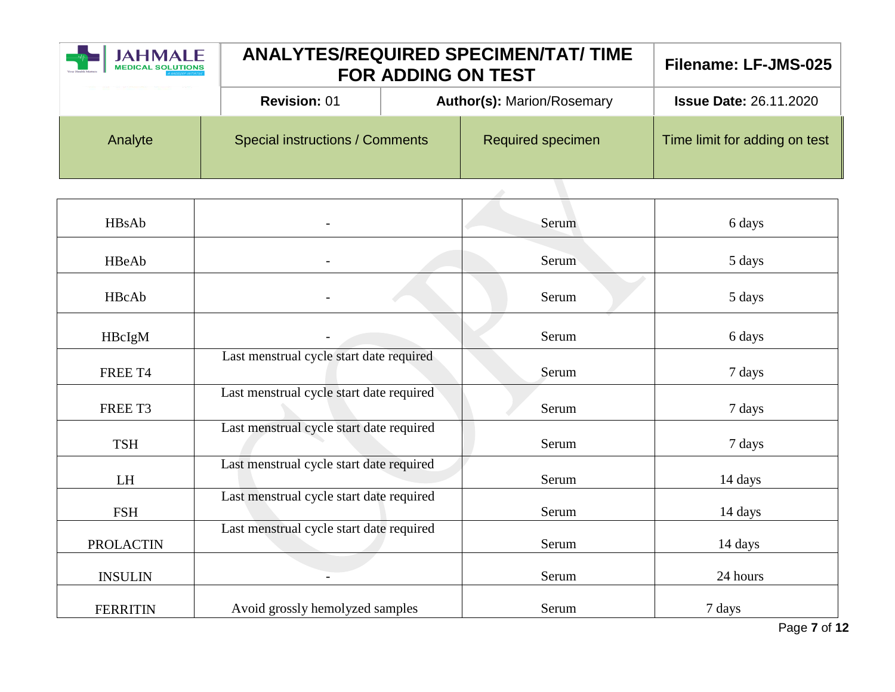| Analyte | Special instructions / Comments | Required specimen | Time limit for adding on test |
| --- | --- | --- | --- |
| HBsAb | - | Serum | 6 days |
| HBeAb | - | Serum | 5 days |
| HBcAb | - | Serum | 5 days |
| HBcIgM | - | Serum | 6 days |
| FREE T4 | Last menstrual cycle start date required | Serum | 7 days |
| FREE T3 | Last menstrual cycle start date required | Serum | 7 days |
| TSH | Last menstrual cycle start date required | Serum | 7 days |
| LH | Last menstrual cycle start date required | Serum | 14 days |
| FSH | Last menstrual cycle start date required | Serum | 14 days |
| PROLACTIN | Last menstrual cycle start date required | Serum | 14 days |
| INSULIN | - | Serum | 24 hours |
| FERRITIN | Avoid grossly hemolyzed samples | Serum | 7 days |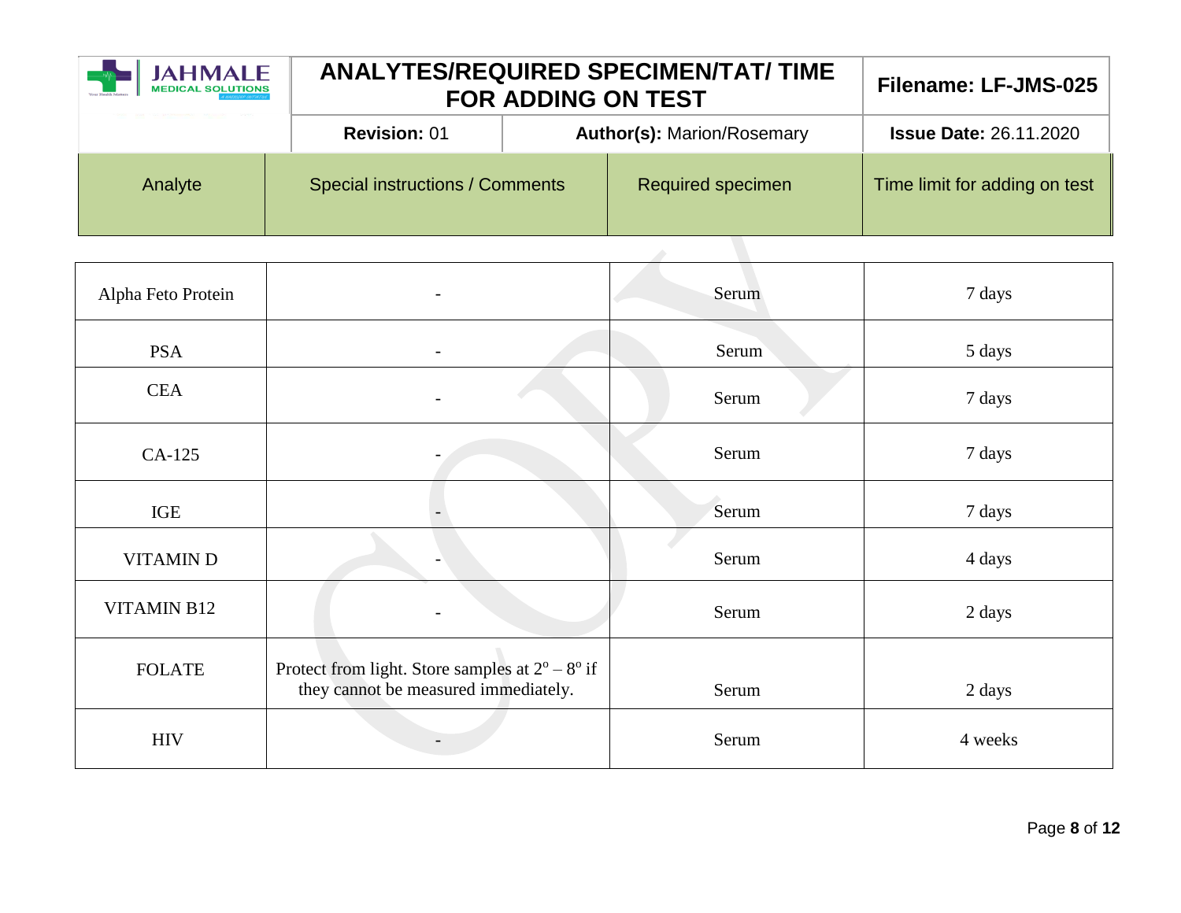| Analyte | Special instructions / Comments | Required specimen | Time limit for adding on test |
|---|---|---|---|
| Alpha Feto Protein | - | Serum | 7 days |
| PSA | - | Serum | 5 days |
| CEA | - | Serum | 7 days |
| CA-125 | - | Serum | 7 days |
| IGE | - | Serum | 7 days |
| VITAMIN D | - | Serum | 4 days |
| VITAMIN B12 | - | Serum | 2 days |
| FOLATE | Protect from light. Store samples at $2^o – 8^o$ if they cannot be measured immediately. | Serum | 2 days |
| HIV | - | Serum | 4 weeks |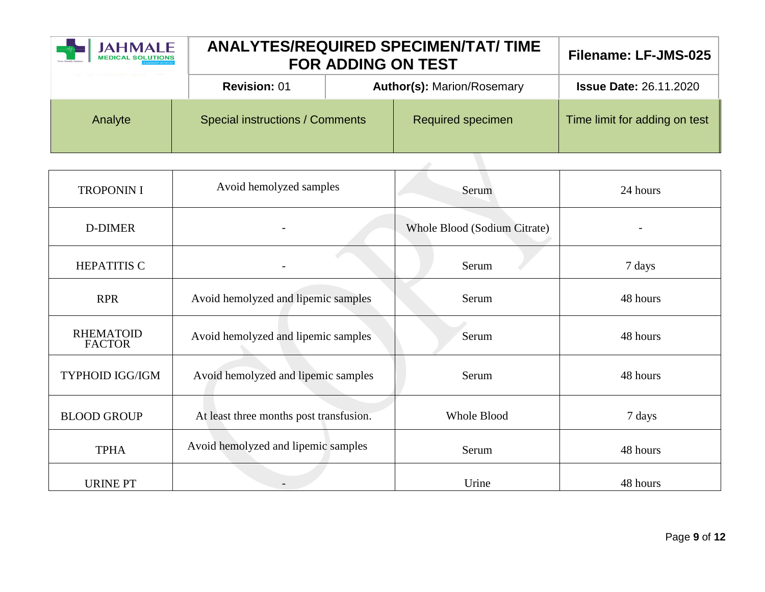| Analyte | Special instructions / Comments | Required specimen | Time limit for adding on test |
| --- | --- | --- | --- |
| TROPONIN I | Avoid hemolyzed samples | Serum | 24 hours |
| D-DIMER | - | Whole Blood (Sodium Citrate) | - |
| HEPATITIS C | - | Serum | 7 days |
| RPR | Avoid hemolyzed and lipemic samples | Serum | 48 hours |
| RHEMATOID FACTOR | Avoid hemolyzed and lipemic samples | Serum | 48 hours |
| TYPHOID IGG/IGM | Avoid hemolyzed and lipemic samples | Serum | 48 hours |
| BLOOD GROUP | At least three months post transfusion. | Whole Blood | 7 days |
| TPHA | Avoid hemolyzed and lipemic samples | Serum | 48 hours |
| URINE PT | - | Urine | 48 hours |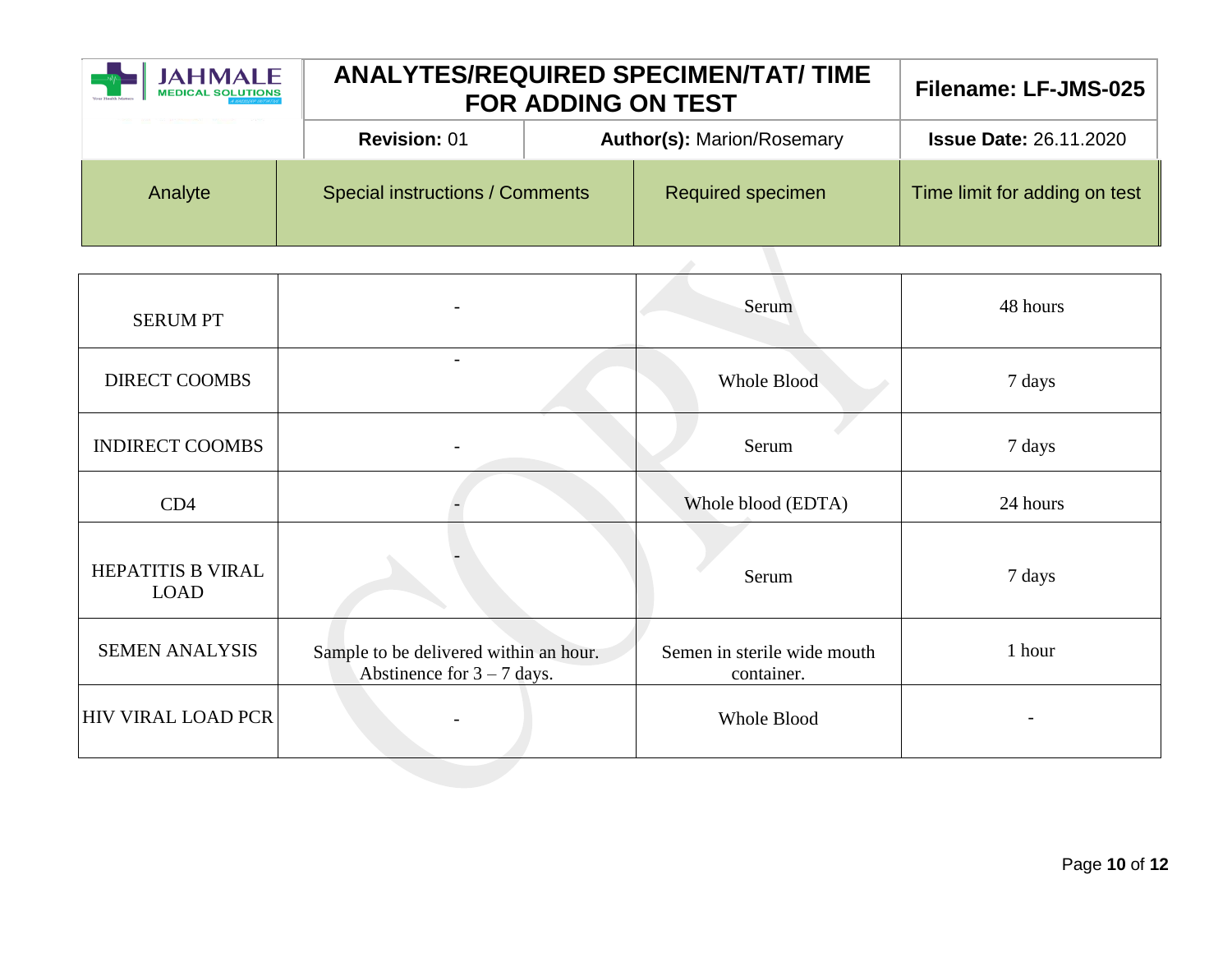| Analyte | Special instructions / Comments | Required specimen | Time limit for adding on test |
|---|---|---|---|
| SERUM PT | - | Serum | 48 hours |
| DIRECT COOMBS | - | Whole Blood | 7 days |
| INDIRECT COOMBS | - | Serum | 7 days |
| CD4 | - | Whole blood (EDTA) | 24 hours |
| HEPATITIS B VIRAL LOAD | - | Serum | 7 days |
| SEMEN ANALYSIS | Sample to be delivered within an hour. Abstinence for 3 – 7 days. | Semen in sterile wide mouth container. | 1 hour |
| HIV VIRAL LOAD PCR | - | Whole Blood | - |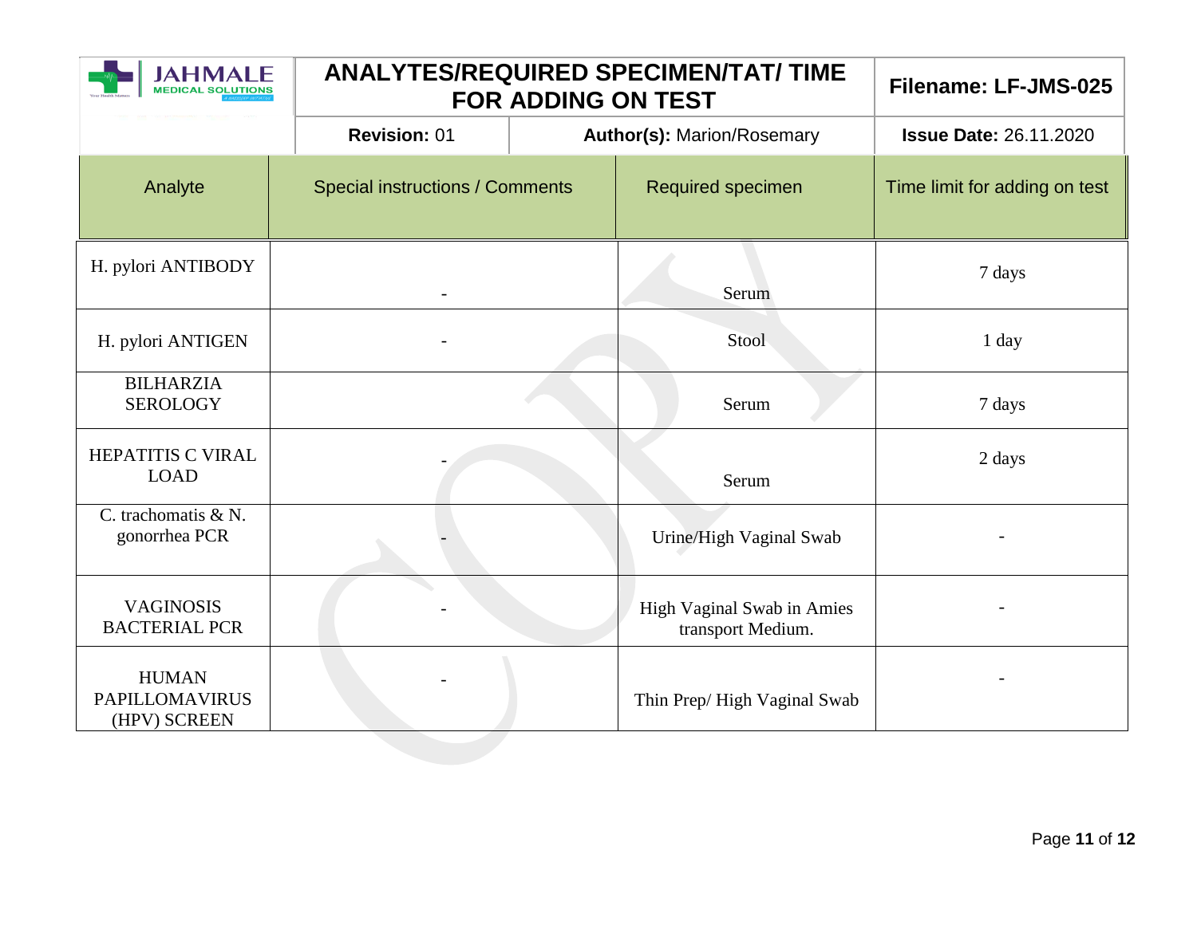| Analyte | Special instructions / Comments | Required specimen | Time limit for adding on test |
|---|---|---|---|
| H. pylori ANTIBODY | - | Serum | 7 days |
| H. pylori ANTIGEN | - | Stool | 1 day |
| BILHARZIA SEROLOGY | | Serum | 7 days |
| HEPATITIS C VIRAL LOAD | - | Serum | 2 days |
| C. trachomatis & N. gonorrhea PCR | - | Urine/High Vaginal Swab | - |
| VAGINOSIS BACTERIAL PCR | - | High Vaginal Swab in Amies transport Medium. | - |
| HUMAN PAPILLOMAVIRUS (HPV) SCREEN | - | Thin Prep/ High Vaginal Swab | - |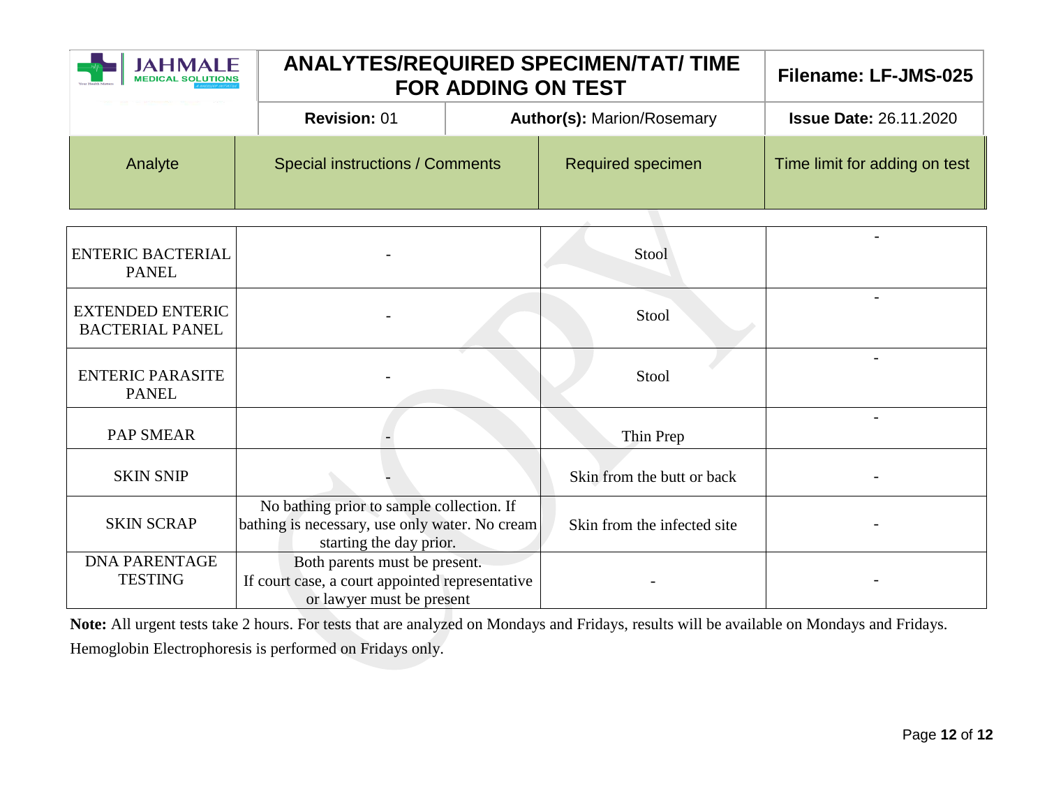| Analyte | Special instructions / Comments | Required specimen | Time limit for adding on test |
|---|---|---|---|
| ENTERIC BACTERIAL PANEL | - | Stool | - |
| EXTENDED ENTERIC BACTERIAL PANEL | - | Stool | - |
| ENTERIC PARASITE PANEL | - | Stool | - |
| PAP SMEAR | - | Thin Prep | - |
| SKIN SNIP | - | Skin from the butt or back | - |
| SKIN SCRAP | No bathing prior to sample collection. If bathing is necessary, use only water. No cream starting the day prior. | Skin from the infected site | - |
| DNA PARENTAGE TESTING | Both parents must be present. If court case, a court appointed representative or lawyer must be present | - | - |

**Note:** All urgent tests take 2 hours. For tests that are analyzed on Mondays and Fridays, results will be available on Mondays and Fridays. Hemoglobin Electrophoresis is performed on Fridays only.